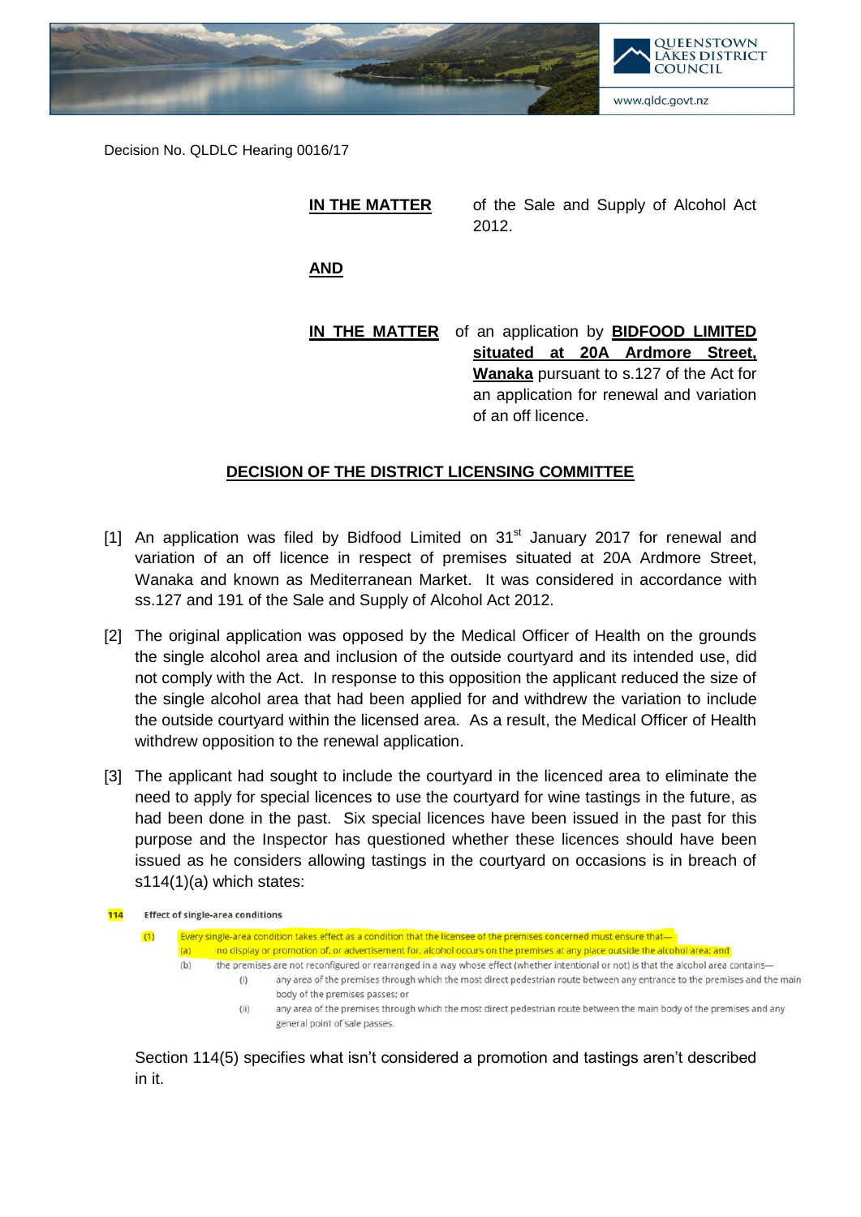Decision No. QLDLC Hearing 0016/17

**IN THE MATTER** of the Sale and Supply of Alcohol Act 2012.

**AND**

**IN THE MATTER** of an application by **BIDFOOD LIMITED situated at 20A Ardmore Street, Wanaka** pursuant to s.127 of the Act for an application for renewal and variation of an off licence.

## DECISION OF THE DISTRICT LICENSING COMMITTEE

[1] An application was filed by Bidfood Limited on 31st January 2017 for renewal and variation of an off licence in respect of premises situated at 20A Ardmore Street, Wanaka and known as Mediterranean Market. It was considered in accordance with ss.127 and 191 of the Sale and Supply of Alcohol Act 2012.

[2] The original application was opposed by the Medical Officer of Health on the grounds the single alcohol area and inclusion of the outside courtyard and its intended use, did not comply with the Act. In response to this opposition the applicant reduced the size of the single alcohol area that had been applied for and withdrew the variation to include the outside courtyard within the licensed area. As a result, the Medical Officer of Health withdrew opposition to the renewal application.

[3] The applicant had sought to include the courtyard in the licenced area to eliminate the need to apply for special licences to use the courtyard for wine tastings in the future, as had been done in the past. Six special licences have been issued in the past for this purpose and the Inspector has questioned whether these licences should have been issued as he considers allowing tastings in the courtyard on occasions is in breach of s114(1)(a) which states:

**114 Effect of single-area conditions**

(1) Every single-area condition takes effect as a condition that the licensee of the premises concerned must ensure that—

(a) no display or promotion of, or advertisement for, alcohol occurs on the premises at any place outside the alcohol area; and

(b) the premises are not reconfigured or rearranged in a way whose effect (whether intentional or not) is that the alcohol area contains—

(i) any area of the premises through which the most direct pedestrian route between any entrance to the premises and the main body of the premises passes; or

(ii) any area of the premises through which the most direct pedestrian route between the main body of the premises and any general point of sale passes.

Section 114(5) specifies what isn't considered a promotion and tastings aren't described in it.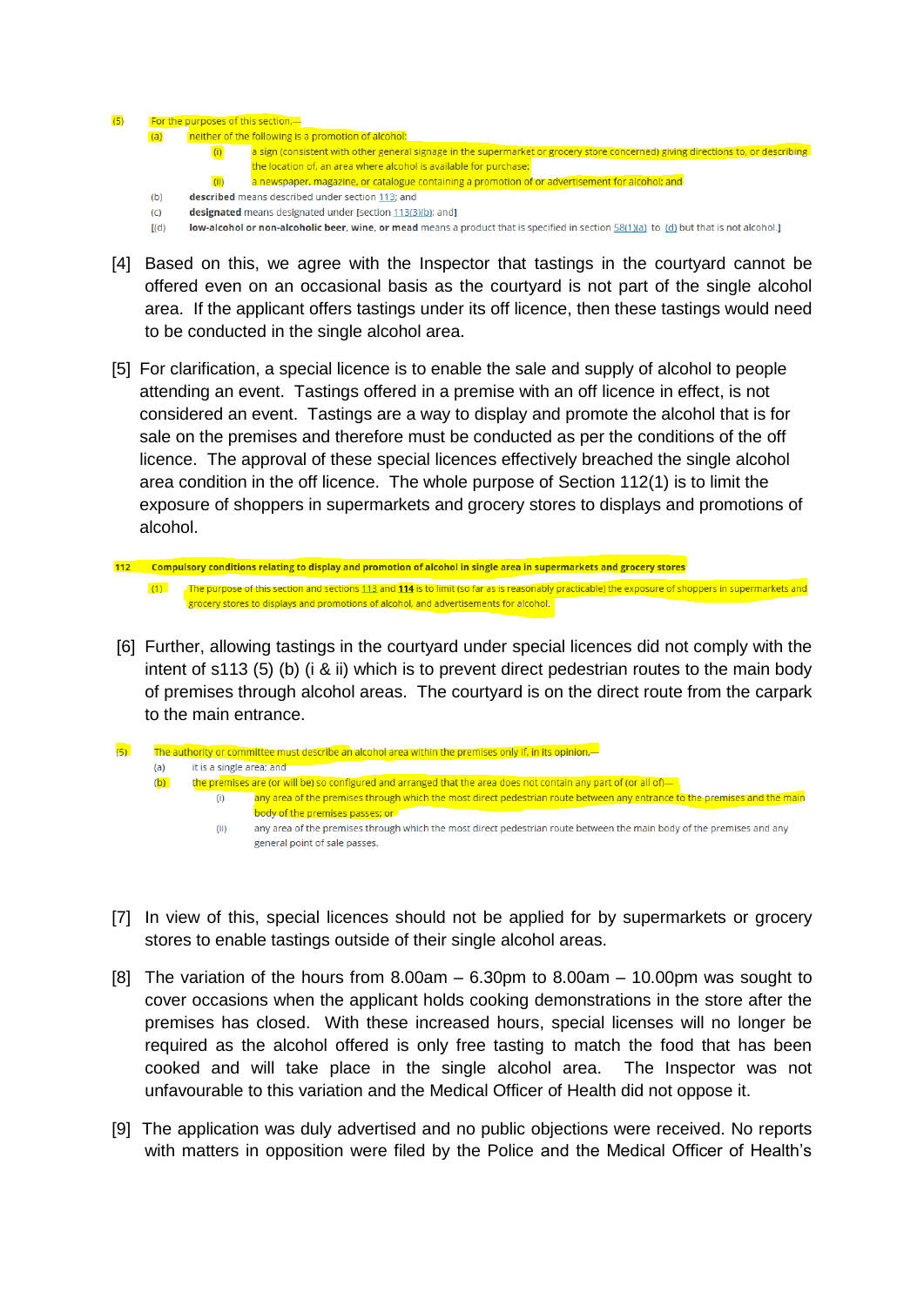(5) For the purposes of this section,—

(a) neither of the following is a promotion of alcohol:

(i) a sign (consistent with other general signage in the supermarket or grocery store concerned) giving directions to, or describing the location of, an area where alcohol is available for purchase:

(ii) a newspaper, magazine, or catalogue containing a promotion of or advertisement for alcohol: and

(b) **described** means described under section 113; and

(c) **designated** means designated under [section 113(3)(b); and]

[(d) **low-alcohol or non-alcoholic beer, wine, or mead** means a product that is specified in section 58(1)(a) to (d) but that is not alcohol.]

[4] Based on this, we agree with the Inspector that tastings in the courtyard cannot be offered even on an occasional basis as the courtyard is not part of the single alcohol area. If the applicant offers tastings under its off licence, then these tastings would need to be conducted in the single alcohol area.

[5] For clarification, a special licence is to enable the sale and supply of alcohol to people attending an event. Tastings offered in a premise with an off licence in effect, is not considered an event. Tastings are a way to display and promote the alcohol that is for sale on the premises and therefore must be conducted as per the conditions of the off licence. The approval of these special licences effectively breached the single alcohol area condition in the off licence. The whole purpose of Section 112(1) is to limit the exposure of shoppers in supermarkets and grocery stores to displays and promotions of alcohol.

**112 Compulsory conditions relating to display and promotion of alcohol in single area in supermarkets and grocery stores**

(1) The purpose of this section and sections 113 and **114** is to limit (so far as is reasonably practicable) the exposure of shoppers in supermarkets and grocery stores to displays and promotions of alcohol, and advertisements for alcohol.

[6] Further, allowing tastings in the courtyard under special licences did not comply with the intent of s113 (5) (b) (i & ii) which is to prevent direct pedestrian routes to the main body of premises through alcohol areas. The courtyard is on the direct route from the carpark to the main entrance.

(5) The authority or committee must describe an alcohol area within the premises only if, in its opinion,—

(a) it is a single area; and

(b) the premises are (or will be) so configured and arranged that the area does not contain any part of (or all of)—

(i) any area of the premises through which the most direct pedestrian route between any entrance to the premises and the main body of the premises passes; or

(ii) any area of the premises through which the most direct pedestrian route between the main body of the premises and any general point of sale passes.

[7] In view of this, special licences should not be applied for by supermarkets or grocery stores to enable tastings outside of their single alcohol areas.

[8] The variation of the hours from 8.00am – 6.30pm to 8.00am – 10.00pm was sought to cover occasions when the applicant holds cooking demonstrations in the store after the premises has closed. With these increased hours, special licenses will no longer be required as the alcohol offered is only free tasting to match the food that has been cooked and will take place in the single alcohol area. The Inspector was not unfavourable to this variation and the Medical Officer of Health did not oppose it.

[9] The application was duly advertised and no public objections were received. No reports with matters in opposition were filed by the Police and the Medical Officer of Health's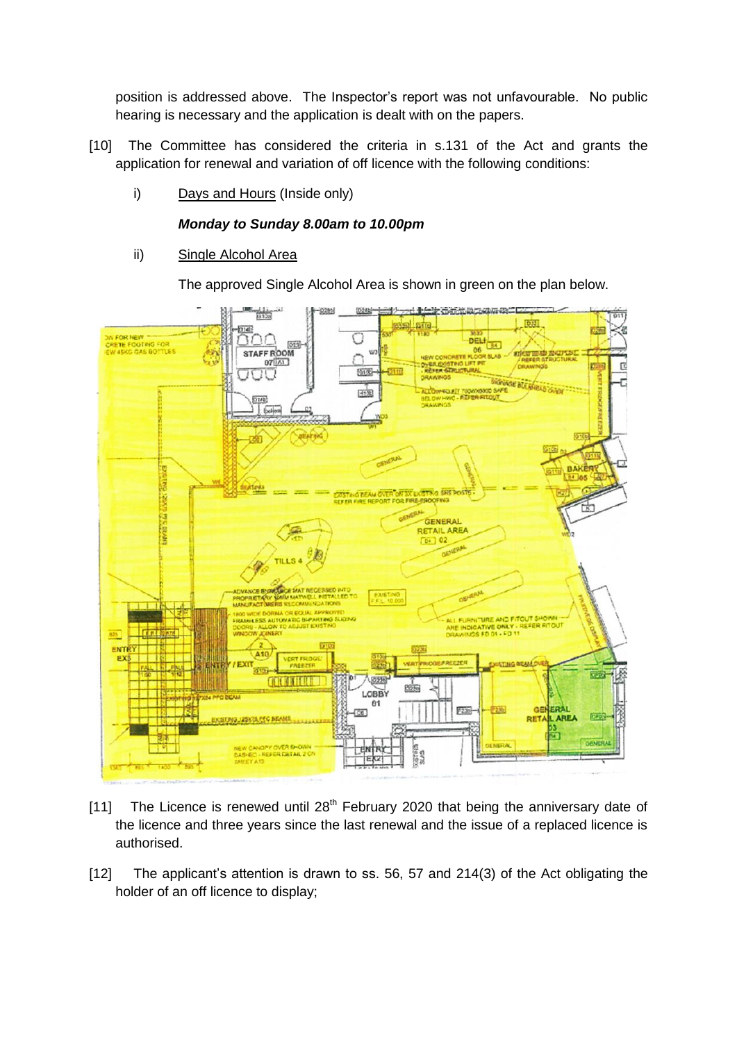position is addressed above. The Inspector's report was not unfavourable. No public hearing is necessary and the application is dealt with on the papers.

[10] The Committee has considered the criteria in s.131 of the Act and grants the application for renewal and variation of off licence with the following conditions:

i) Days and Hours (Inside only)

***Monday to Sunday 8.00am to 10.00pm***

ii) Single Alcohol Area

The approved Single Alcohol Area is shown in green on the plan below.

[11] The Licence is renewed until 28th February 2020 that being the anniversary date of the licence and three years since the last renewal and the issue of a replaced licence is authorised.

[12] The applicant's attention is drawn to ss. 56, 57 and 214(3) of the Act obligating the holder of an off licence to display;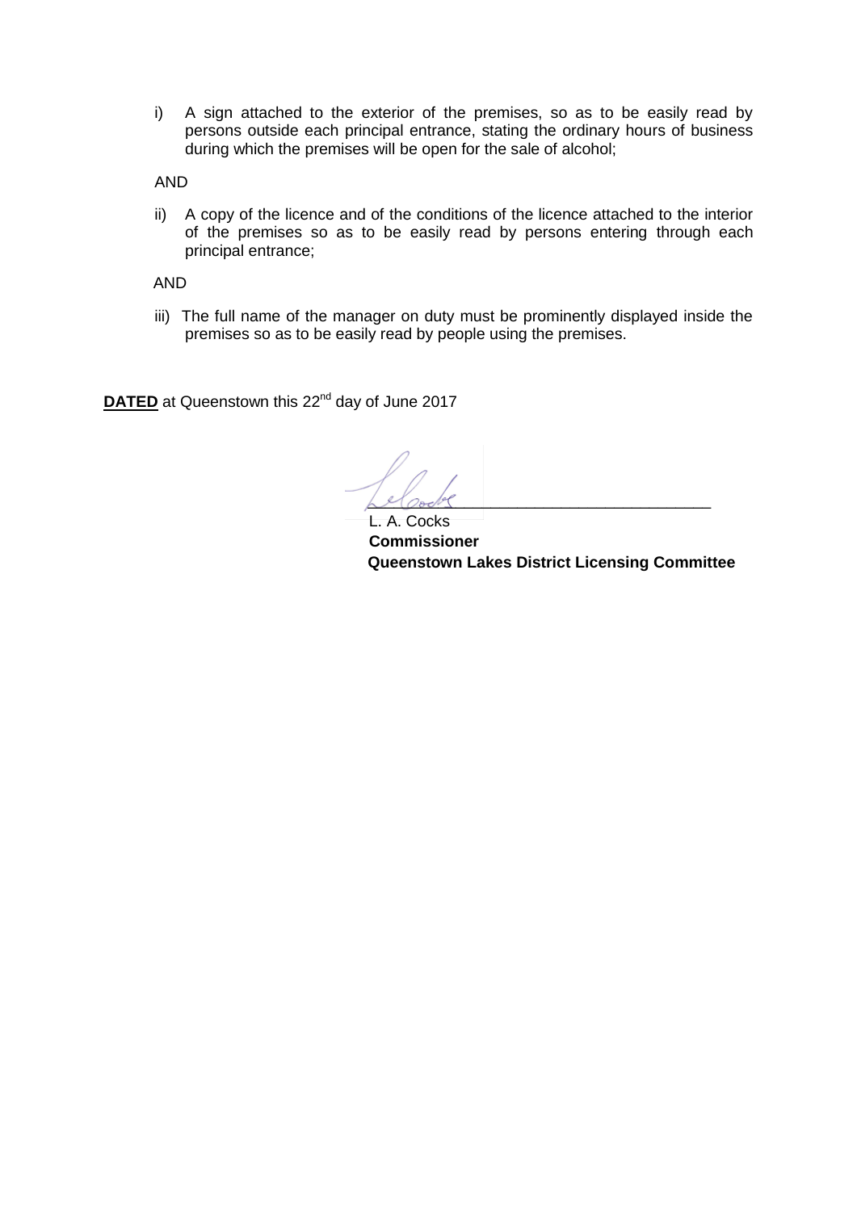i) A sign attached to the exterior of the premises, so as to be easily read by persons outside each principal entrance, stating the ordinary hours of business during which the premises will be open for the sale of alcohol;

AND

ii) A copy of the licence and of the conditions of the licence attached to the interior of the premises so as to be easily read by persons entering through each principal entrance;

AND

iii) The full name of the manager on duty must be prominently displayed inside the premises so as to be easily read by people using the premises.

**DATED** at Queenstown this 22nd day of June 2017

\_\_\_\_\_\_\_\_\_\_\_\_\_\_\_\_\_\_\_\_\_\_\_\_\_\_\_\_\_\_\_\_\_\_\_\_

L. A. Cocks
**Commissioner**
**Queenstown Lakes District Licensing Committee**